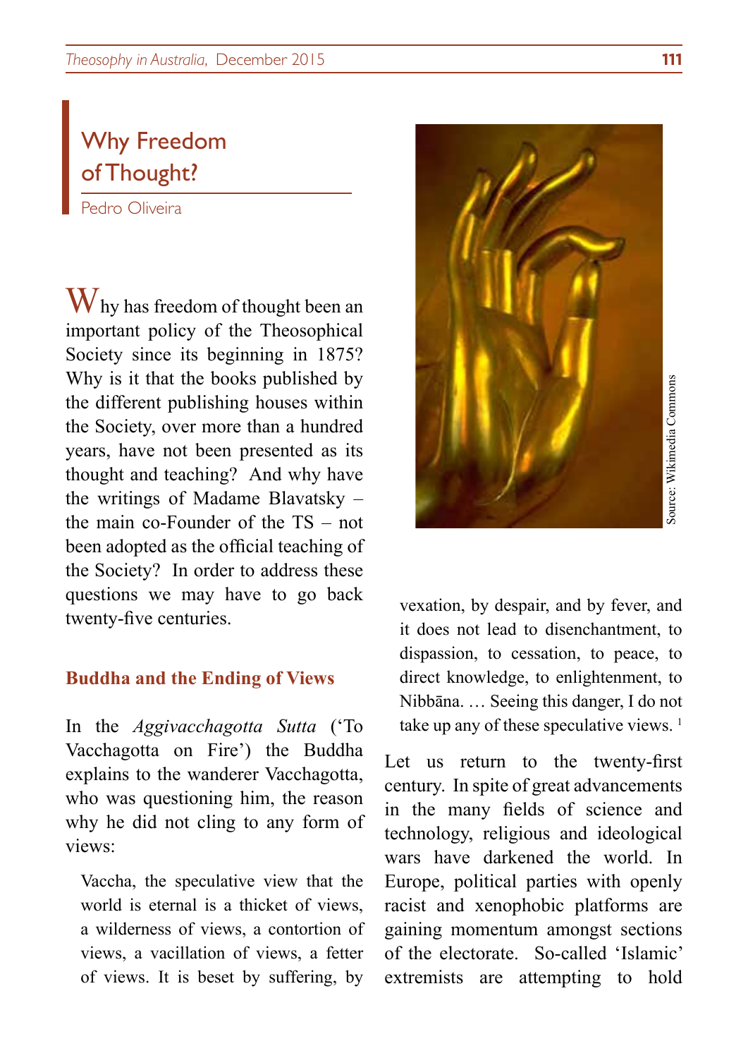# Why Freedom of Thought?

Pedro Oliveira

Why has freedom of thought been an important policy of the Theosophical Society since its beginning in 1875? Why is it that the books published by the different publishing houses within the Society, over more than a hundred years, have not been presented as its thought and teaching? And why have the writings of Madame Blavatsky – the main co-Founder of the TS – not been adopted as the official teaching of the Society? In order to address these questions we may have to go back twenty-five centuries.

## Buddha and the Ending of Views

In the *Aggivacchagotta Sutta* ('To Vacchagotta on Fire') the Buddha explains to the wanderer Vacchagotta, who was questioning him, the reason why he did not cling to any form of views:

> Vaccha, the speculative view that the world is eternal is a thicket of views, a wilderness of views, a contortion of views, a vacillation of views, a fetter of views. It is beset by suffering, by vexation, by despair, and by fever, and it does not lead to disenchantment, to dispassion, to cessation, to peace, to direct knowledge, to enlightenment, to Nibbāna. … Seeing this danger, I do not take up any of these speculative views. [1]

Source: Wikimedia Commons

Let us return to the twenty-first century. In spite of great advancements in the many fields of science and technology, religious and ideological wars have darkened the world. In Europe, political parties with openly racist and xenophobic platforms are gaining momentum amongst sections of the electorate. So-called 'Islamic' extremists are attempting to hold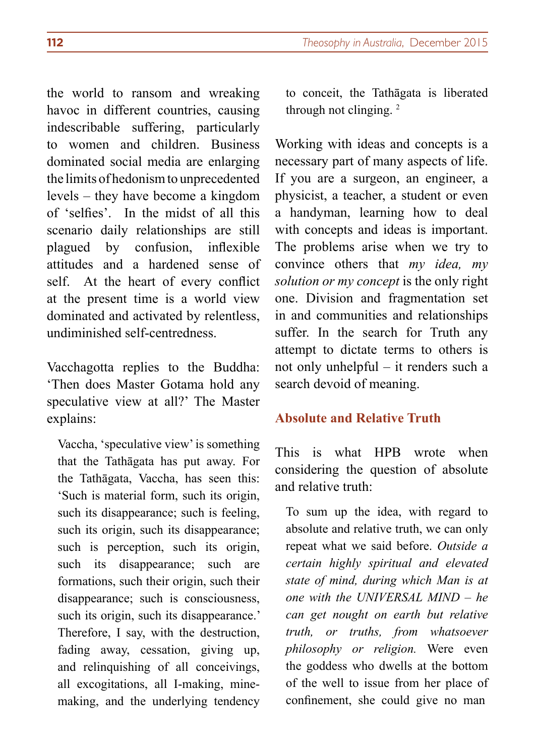the world to ransom and wreaking havoc in different countries, causing indescribable suffering, particularly to women and children. Business dominated social media are enlarging the limits of hedonism to unprecedented levels – they have become a kingdom of 'selfies'. In the midst of all this scenario daily relationships are still plagued by confusion, inflexible attitudes and a hardened sense of self. At the heart of every conflict at the present time is a world view dominated and activated by relentless, undiminished self-centredness.

Vacchagotta replies to the Buddha: 'Then does Master Gotama hold any speculative view at all?' The Master explains:

> Vaccha, 'speculative view' is something that the Tathāgata has put away. For the Tathāgata, Vaccha, has seen this: 'Such is material form, such its origin, such its disappearance; such is feeling, such its origin, such its disappearance; such is perception, such its origin, such its disappearance; such are formations, such their origin, such their disappearance; such is consciousness, such its origin, such its disappearance.' Therefore, I say, with the destruction, fading away, cessation, giving up, and relinquishing of all conceivings, all excogitations, all I-making, mine-making, and the underlying tendency to conceit, the Tathāgata is liberated through not clinging. [2]

Working with ideas and concepts is a necessary part of many aspects of life. If you are a surgeon, an engineer, a physicist, a teacher, a student or even a handyman, learning how to deal with concepts and ideas is important. The problems arise when we try to convince others that *my idea, my solution or my concept* is the only right one. Division and fragmentation set in and communities and relationships suffer. In the search for Truth any attempt to dictate terms to others is not only unhelpful – it renders such a search devoid of meaning.

## Absolute and Relative Truth

This is what HPB wrote when considering the question of absolute and relative truth:

> To sum up the idea, with regard to absolute and relative truth, we can only repeat what we said before. *Outside a certain highly spiritual and elevated state of mind, during which Man is at one with the UNIVERSAL MIND – he can get nought on earth but relative truth, or truths, from whatsoever philosophy or religion.* Were even the goddess who dwells at the bottom of the well to issue from her place of confinement, she could give no man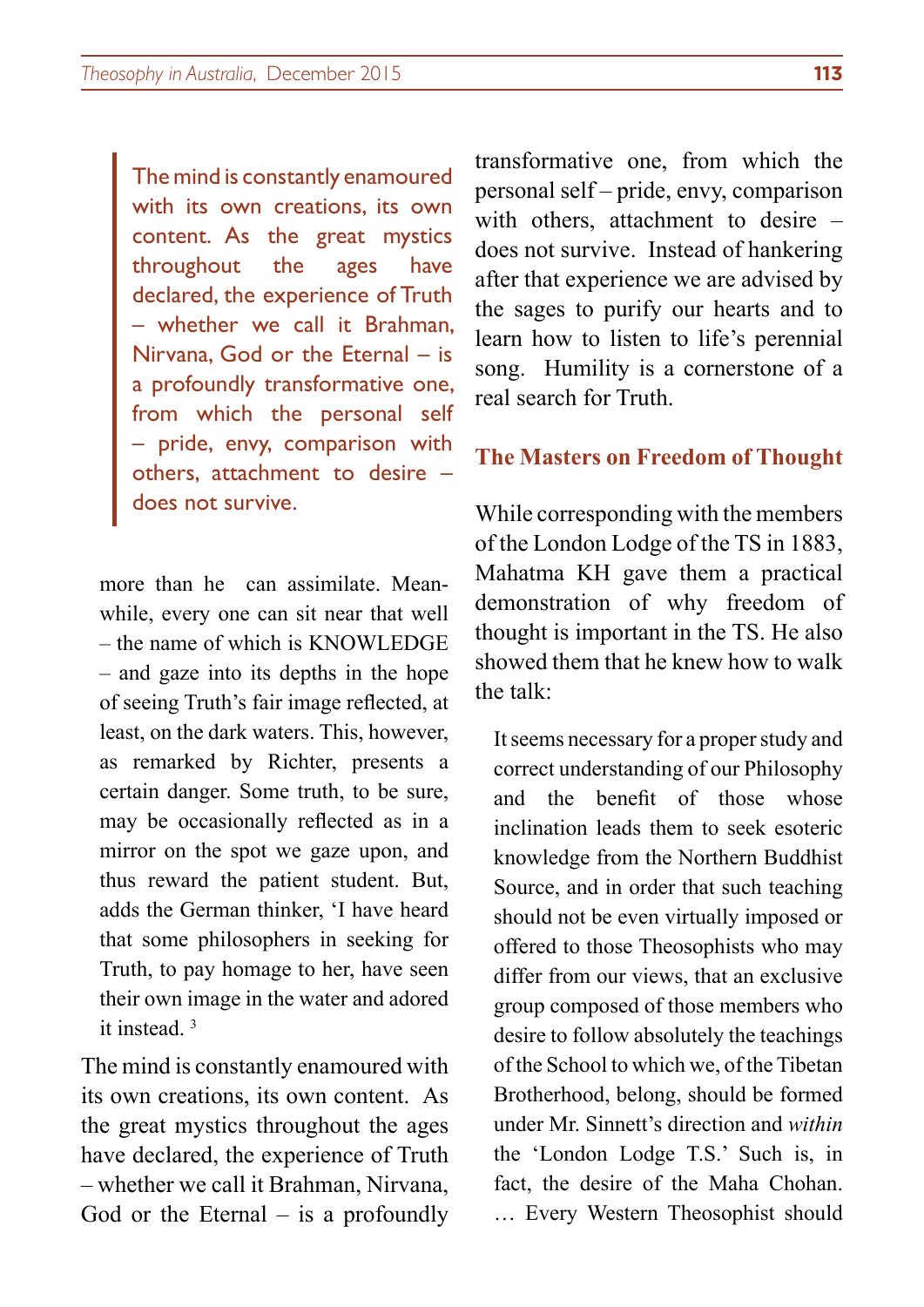> The mind is constantly enamoured with its own creations, its own content. As the great mystics throughout the ages have declared, the experience of Truth – whether we call it Brahman, Nirvana, God or the Eternal – is a profoundly transformative one, from which the personal self – pride, envy, comparison with others, attachment to desire – does not survive.

more than he can assimilate. Meanwhile, every one can sit near that well – the name of which is KNOWLEDGE – and gaze into its depths in the hope of seeing Truth's fair image reflected, at least, on the dark waters. This, however, as remarked by Richter, presents a certain danger. Some truth, to be sure, may be occasionally reflected as in a mirror on the spot we gaze upon, and thus reward the patient student. But, adds the German thinker, 'I have heard that some philosophers in seeking for Truth, to pay homage to her, have seen their own image in the water and adored it instead. [3]

The mind is constantly enamoured with its own creations, its own content. As the great mystics throughout the ages have declared, the experience of Truth – whether we call it Brahman, Nirvana, God or the Eternal – is a profoundly transformative one, from which the personal self – pride, envy, comparison with others, attachment to desire – does not survive. Instead of hankering after that experience we are advised by the sages to purify our hearts and to learn how to listen to life's perennial song. Humility is a cornerstone of a real search for Truth.

## The Masters on Freedom of Thought

While corresponding with the members of the London Lodge of the TS in 1883, Mahatma KH gave them a practical demonstration of why freedom of thought is important in the TS. He also showed them that he knew how to walk the talk:

> It seems necessary for a proper study and correct understanding of our Philosophy and the benefit of those whose inclination leads them to seek esoteric knowledge from the Northern Buddhist Source, and in order that such teaching should not be even virtually imposed or offered to those Theosophists who may differ from our views, that an exclusive group composed of those members who desire to follow absolutely the teachings of the School to which we, of the Tibetan Brotherhood, belong, should be formed under Mr. Sinnett's direction and *within* the 'London Lodge T.S.' Such is, in fact, the desire of the Maha Chohan. … Every Western Theosophist should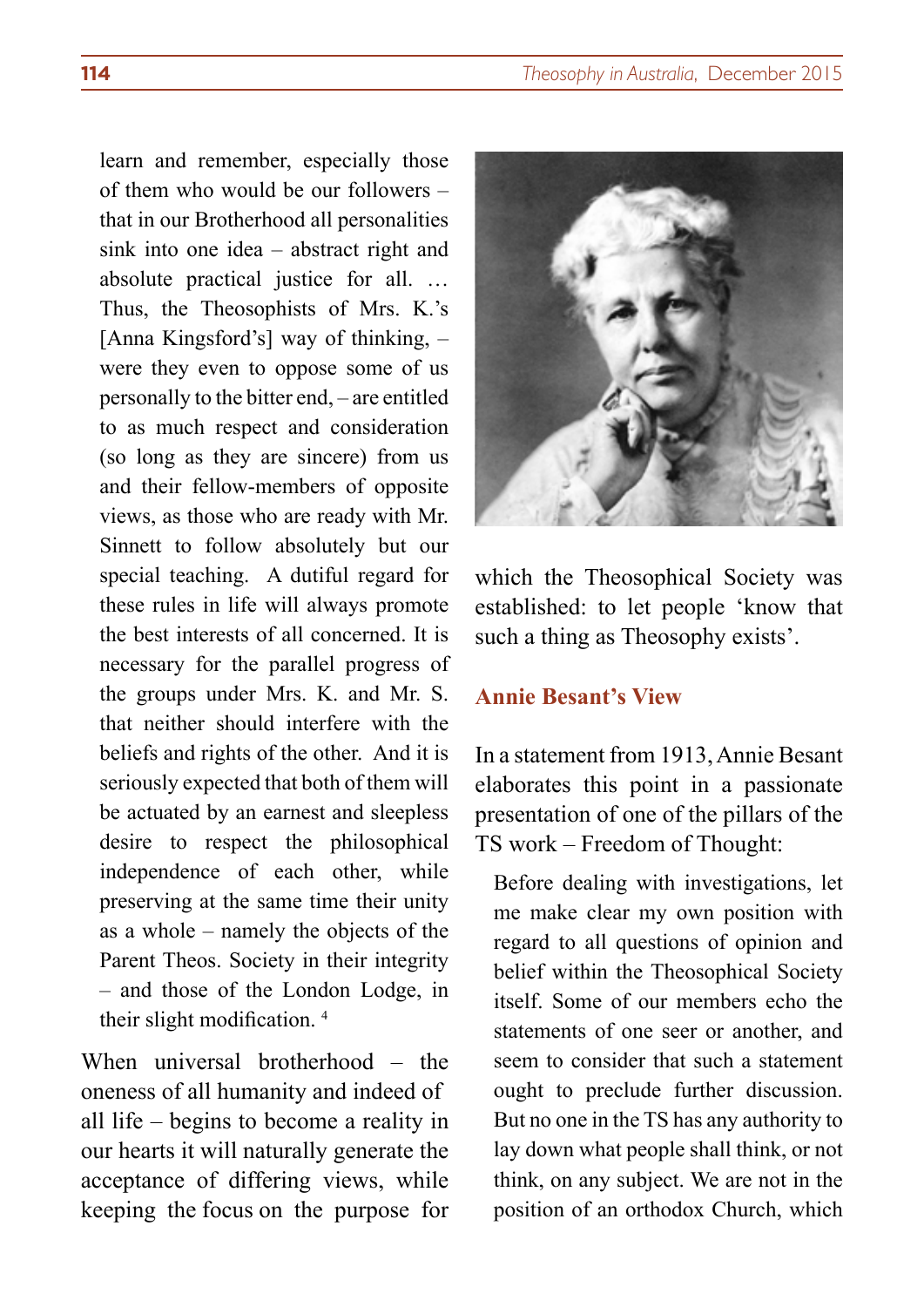> learn and remember, especially those of them who would be our followers – that in our Brotherhood all personalities sink into one idea – abstract right and absolute practical justice for all. … Thus, the Theosophists of Mrs. K.'s [Anna Kingsford's] way of thinking, – were they even to oppose some of us personally to the bitter end, – are entitled to as much respect and consideration (so long as they are sincere) from us and their fellow-members of opposite views, as those who are ready with Mr. Sinnett to follow absolutely but our special teaching. A dutiful regard for these rules in life will always promote the best interests of all concerned. It is necessary for the parallel progress of the groups under Mrs. K. and Mr. S. that neither should interfere with the beliefs and rights of the other. And it is seriously expected that both of them will be actuated by an earnest and sleepless desire to respect the philosophical independence of each other, while preserving at the same time their unity as a whole – namely the objects of the Parent Theos. Society in their integrity – and those of the London Lodge, in their slight modification. [4]

When universal brotherhood – the oneness of all humanity and indeed of all life – begins to become a reality in our hearts it will naturally generate the acceptance of differing views, while keeping the focus on the purpose for which the Theosophical Society was established: to let people 'know that such a thing as Theosophy exists'.

## Annie Besant's View

In a statement from 1913, Annie Besant elaborates this point in a passionate presentation of one of the pillars of the TS work – Freedom of Thought:

> Before dealing with investigations, let me make clear my own position with regard to all questions of opinion and belief within the Theosophical Society itself. Some of our members echo the statements of one seer or another, and seem to consider that such a statement ought to preclude further discussion. But no one in the TS has any authority to lay down what people shall think, or not think, on any subject. We are not in the position of an orthodox Church, which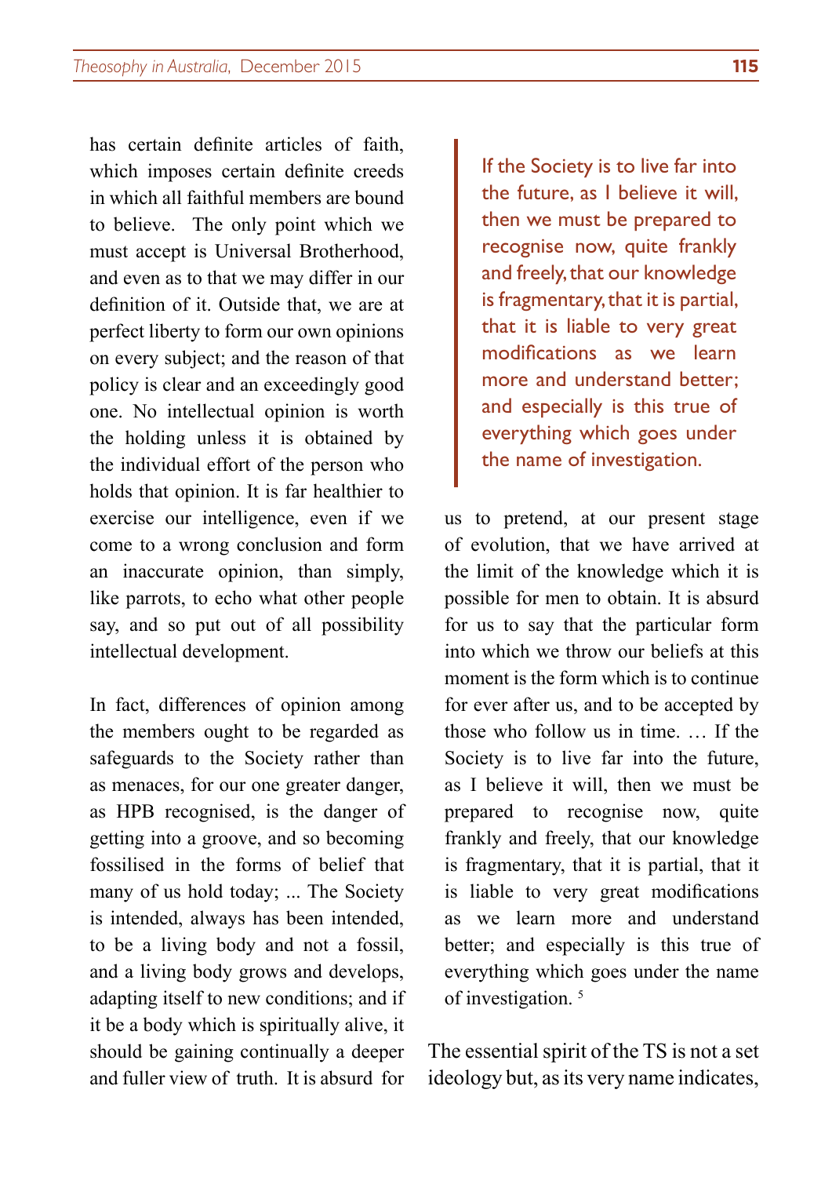has certain definite articles of faith, which imposes certain definite creeds in which all faithful members are bound to believe. The only point which we must accept is Universal Brotherhood, and even as to that we may differ in our definition of it. Outside that, we are at perfect liberty to form our own opinions on every subject; and the reason of that policy is clear and an exceedingly good one. No intellectual opinion is worth the holding unless it is obtained by the individual effort of the person who holds that opinion. It is far healthier to exercise our intelligence, even if we come to a wrong conclusion and form an inaccurate opinion, than simply, like parrots, to echo what other people say, and so put out of all possibility intellectual development.

In fact, differences of opinion among the members ought to be regarded as safeguards to the Society rather than as menaces, for our one greater danger, as HPB recognised, is the danger of getting into a groove, and so becoming fossilised in the forms of belief that many of us hold today; ... The Society is intended, always has been intended, to be a living body and not a fossil, and a living body grows and develops, adapting itself to new conditions; and if it be a body which is spiritually alive, it should be gaining continually a deeper and fuller view of truth. It is absurd for us to pretend, at our present stage of evolution, that we have arrived at the limit of the knowledge which it is possible for men to obtain. It is absurd for us to say that the particular form into which we throw our beliefs at this moment is the form which is to continue for ever after us, and to be accepted by those who follow us in time. … If the Society is to live far into the future, as I believe it will, then we must be prepared to recognise now, quite frankly and freely, that our knowledge is fragmentary, that it is partial, that it is liable to very great modifications as we learn more and understand better; and especially is this true of everything which goes under the name of investigation. [5]

> If the Society is to live far into the future, as I believe it will, then we must be prepared to recognise now, quite frankly and freely, that our knowledge is fragmentary, that it is partial, that it is liable to very great modifications as we learn more and understand better; and especially is this true of everything which goes under the name of investigation.

The essential spirit of the TS is not a set ideology but, as its very name indicates,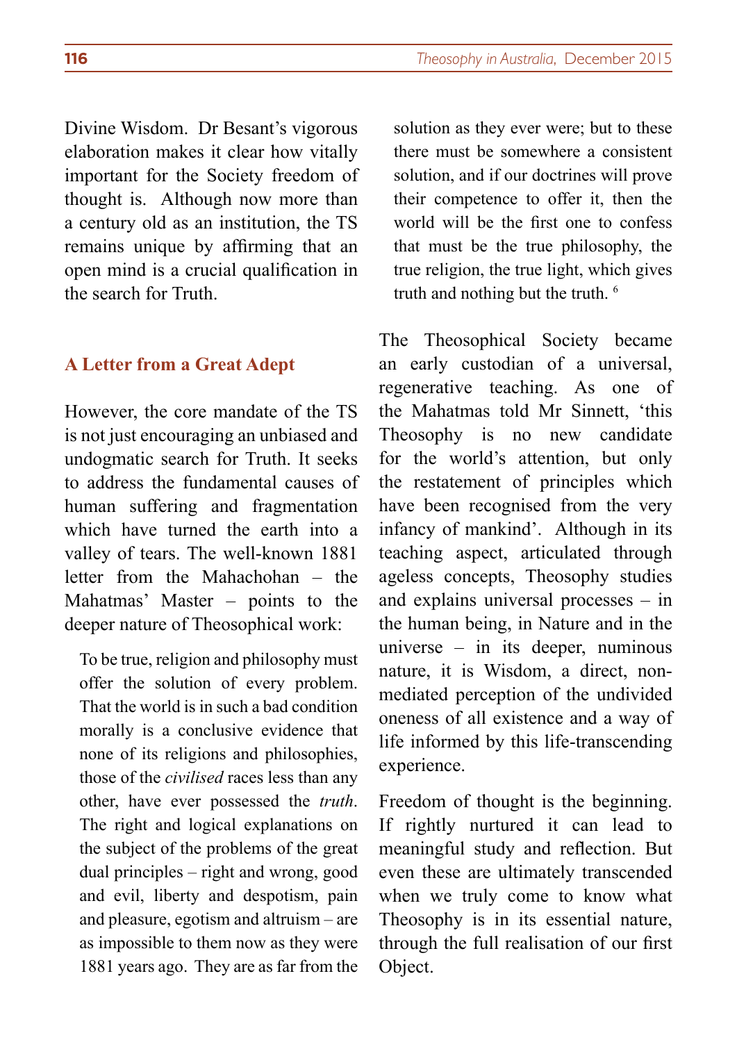Divine Wisdom. Dr Besant's vigorous elaboration makes it clear how vitally important for the Society freedom of thought is. Although now more than a century old as an institution, the TS remains unique by affirming that an open mind is a crucial qualification in the search for Truth.

## A Letter from a Great Adept

However, the core mandate of the TS is not just encouraging an unbiased and undogmatic search for Truth. It seeks to address the fundamental causes of human suffering and fragmentation which have turned the earth into a valley of tears. The well-known 1881 letter from the Mahachohan – the Mahatmas' Master – points to the deeper nature of Theosophical work:

> To be true, religion and philosophy must offer the solution of every problem. That the world is in such a bad condition morally is a conclusive evidence that none of its religions and philosophies, those of the *civilised* races less than any other, have ever possessed the *truth*. The right and logical explanations on the subject of the problems of the great dual principles – right and wrong, good and evil, liberty and despotism, pain and pleasure, egotism and altruism – are as impossible to them now as they were 1881 years ago. They are as far from the solution as they ever were; but to these there must be somewhere a consistent solution, and if our doctrines will prove their competence to offer it, then the world will be the first one to confess that must be the true philosophy, the true religion, the true light, which gives truth and nothing but the truth. [6]

The Theosophical Society became an early custodian of a universal, regenerative teaching. As one of the Mahatmas told Mr Sinnett, 'this Theosophy is no new candidate for the world's attention, but only the restatement of principles which have been recognised from the very infancy of mankind'. Although in its teaching aspect, articulated through ageless concepts, Theosophy studies and explains universal processes – in the human being, in Nature and in the universe – in its deeper, numinous nature, it is Wisdom, a direct, non-mediated perception of the undivided oneness of all existence and a way of life informed by this life-transcending experience.

Freedom of thought is the beginning. If rightly nurtured it can lead to meaningful study and reflection. But even these are ultimately transcended when we truly come to know what Theosophy is in its essential nature, through the full realisation of our first Object.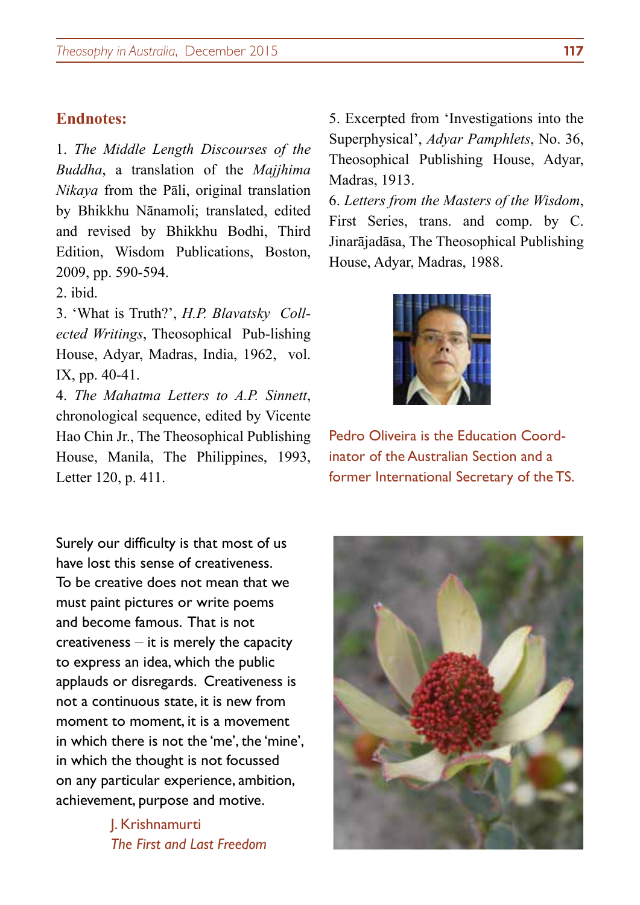## Endnotes:

1. *The Middle Length Discourses of the Buddha*, a translation of the *Majjhima Nikaya* from the Pāli, original translation by Bhikkhu Nānamoli; translated, edited and revised by Bhikkhu Bodhi, Third Edition, Wisdom Publications, Boston, 2009, pp. 590-594.
2. ibid.
3. 'What is Truth?', *H.P. Blavatsky Collected Writings*, Theosophical Pub-lishing House, Adyar, Madras, India, 1962, vol. IX, pp. 40-41.
4. *The Mahatma Letters to A.P. Sinnett*, chronological sequence, edited by Vicente Hao Chin Jr., The Theosophical Publishing House, Manila, The Philippines, 1993, Letter 120, p. 411.
5. Excerpted from 'Investigations into the Superphysical', *Adyar Pamphlets*, No. 36, Theosophical Publishing House, Adyar, Madras, 1913.
6. *Letters from the Masters of the Wisdom*, First Series, trans. and comp. by C. Jinarājadāsa, The Theosophical Publishing House, Adyar, Madras, 1988.

Pedro Oliveira is the Education Coordinator of the Australian Section and a former International Secretary of the TS.

Surely our difficulty is that most of us have lost this sense of creativeness. To be creative does not mean that we must paint pictures or write poems and become famous. That is not creativeness – it is merely the capacity to express an idea, which the public applauds or disregards. Creativeness is not a continuous state, it is new from moment to moment, it is a movement in which there is not the 'me', the 'mine', in which the thought is not focussed on any particular experience, ambition, achievement, purpose and motive.

J. Krishnamurti
*The First and Last Freedom*